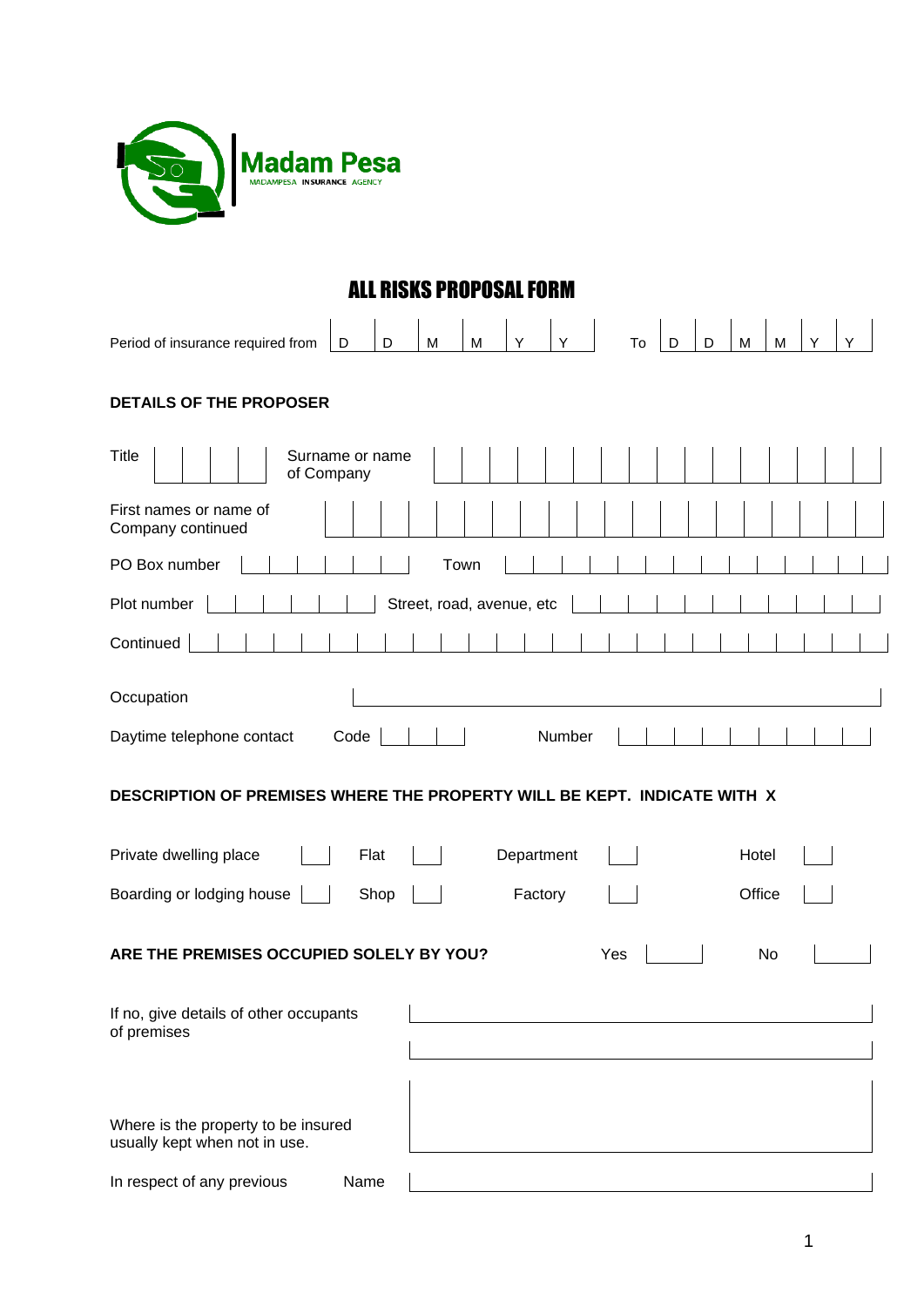Madam Pesa

MADAMPESA INSURANCE AGENCY

# ALL RISKS PROPOSAL FORM

Period of insurance required from D D M M Y Y To D D M M Y Y

## DETAILS OF THE PROPOSER

Title | | | | | Surname or name of Company

First names or name of Company continued

PO Box number Town

Plot number Street, road, avenue, etc

Continued

Occupation

Daytime telephone contact Code Number

## DESCRIPTION OF PREMISES WHERE THE PROPERTY WILL BE KEPT. INDICATE WITH X

| | | | | | | | |
|---|---|---|---|---|---|---|---|
| Private dwelling place | | Flat | | Department | | Hotel | |
| Boarding or lodging house | | Shop | | Factory | | Office | |

**ARE THE PREMISES OCCUPIED SOLELY BY YOU?** Yes No

If no, give details of other occupants of premises

Where is the property to be insured usually kept when not in use.

In respect of any previous Name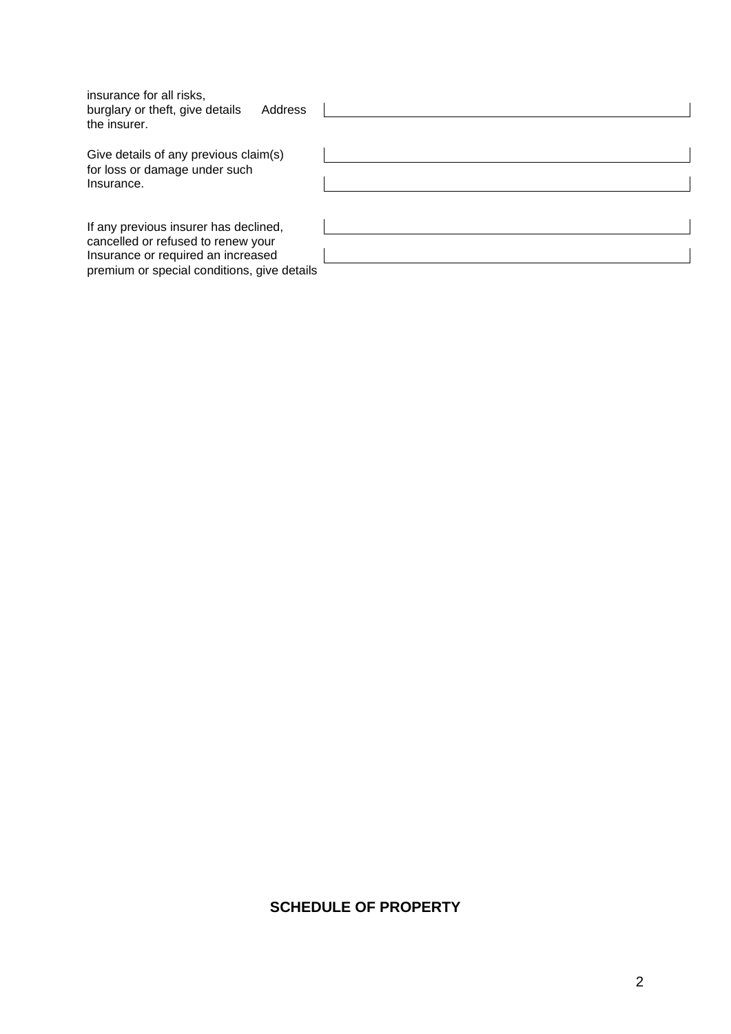| | |
|---|---|
| insurance for all risks, burglary or theft, give details Address the insurer. | |
| Give details of any previous claim(s) for loss or damage under such Insurance. | |
| | |
| If any previous insurer has declined, cancelled or refused to renew your Insurance or required an increased premium or special conditions, give details | |
| | |

**SCHEDULE OF PROPERTY**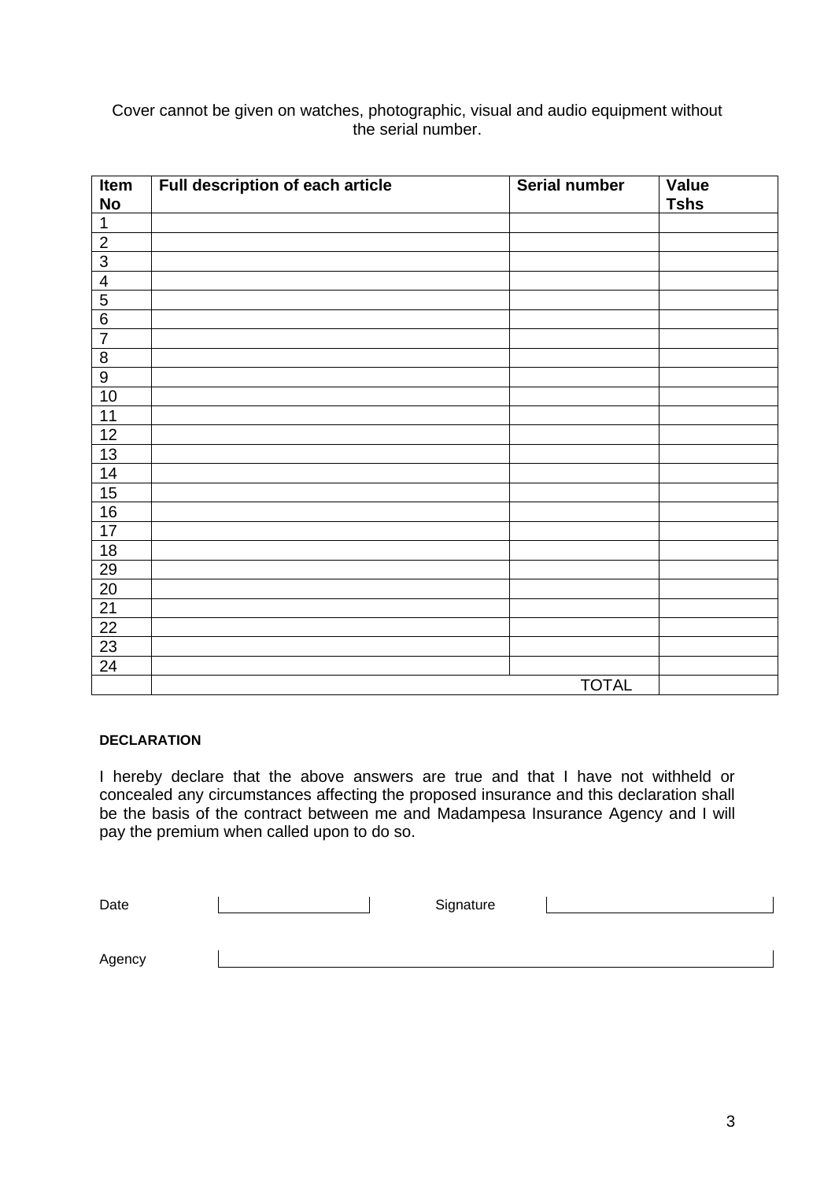Cover cannot be given on watches, photographic, visual and audio equipment without the serial number.

| Item No | Full description of each article | Serial number | Value Tshs |
|---|---|---|---|
| 1 | | | |
| 2 | | | |
| 3 | | | |
| 4 | | | |
| 5 | | | |
| 6 | | | |
| 7 | | | |
| 8 | | | |
| 9 | | | |
| 10 | | | |
| 11 | | | |
| 12 | | | |
| 13 | | | |
| 14 | | | |
| 15 | | | |
| 16 | | | |
| 17 | | | |
| 18 | | | |
| 29 | | | |
| 20 | | | |
| 21 | | | |
| 22 | | | |
| 23 | | | |
| 24 | | | |
| | | TOTAL | |

**DECLARATION**

I hereby declare that the above answers are true and that I have not withheld or concealed any circumstances affecting the proposed insurance and this declaration shall be the basis of the contract between me and Madampesa Insurance Agency and I will pay the premium when called upon to do so.

Date ____________________ Signature ______________________________

Agency ______________________________________________________________